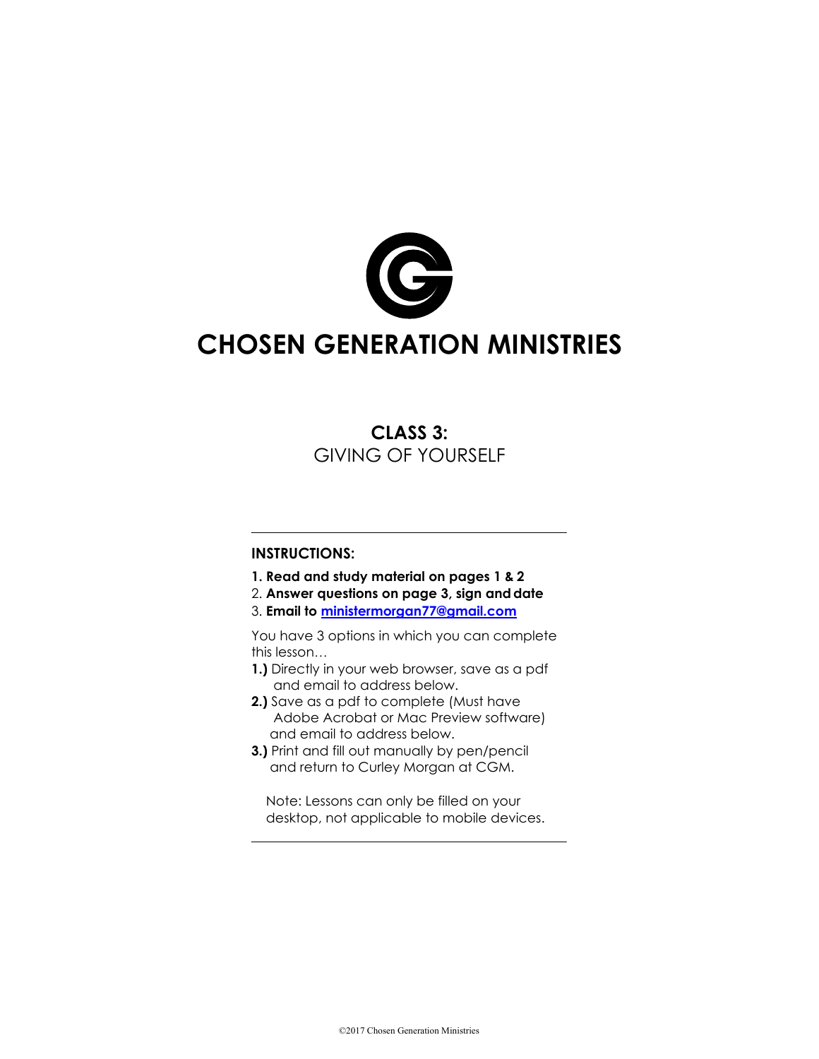# CHOSEN GENERATION MINISTRIES

## CLASS 3:
GIVING OF YOURSELF

---

**INSTRUCTIONS:**

**1. Read and study material on pages 1 & 2**
2. **Answer questions on page 3, sign and date**
3. **Email to [ministermorgan77@gmail.com](mailto:ministermorgan77@gmail.com)**

You have 3 options in which you can complete this lesson…

**1.)** Directly in your web browser, save as a pdf and email to address below.
**2.)** Save as a pdf to complete (Must have Adobe Acrobat or Mac Preview software) and email to address below.
**3.)** Print and fill out manually by pen/pencil and return to Curley Morgan at CGM.

Note: Lessons can only be filled on your desktop, not applicable to mobile devices.

---

©2017 Chosen Generation Ministries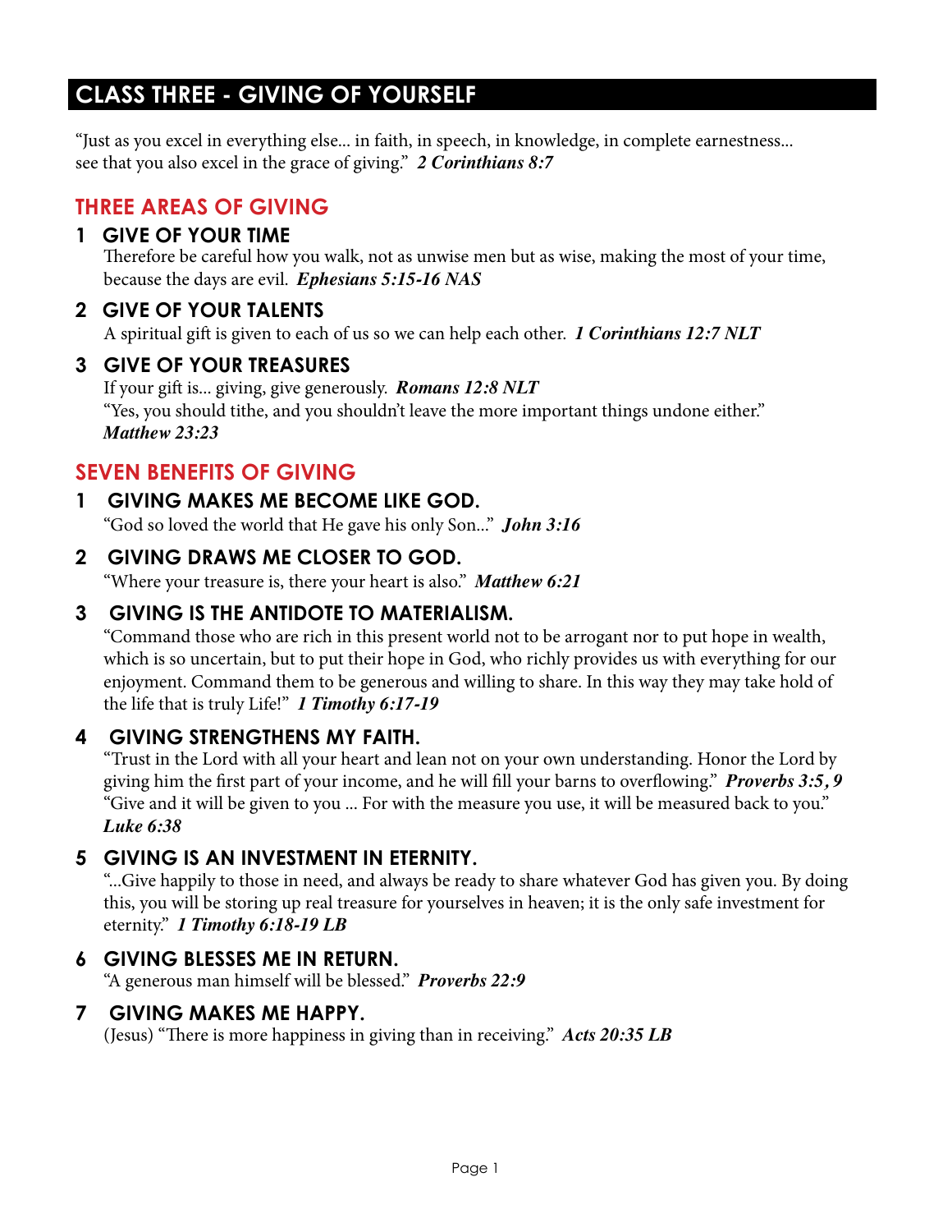# CLASS THREE - GIVING OF YOURSELF

"Just as you excel in everything else... in faith, in speech, in knowledge, in complete earnestness... see that you also excel in the grace of giving." ***2 Corinthians 8:7***

## THREE AREAS OF GIVING

### 1 GIVE OF YOUR TIME

Therefore be careful how you walk, not as unwise men but as wise, making the most of your time, because the days are evil. ***Ephesians 5:15-16 NAS***

### 2 GIVE OF YOUR TALENTS

A spiritual gift is given to each of us so we can help each other. ***1 Corinthians 12:7 NLT***

### 3 GIVE OF YOUR TREASURES

If your gift is... giving, give generously. ***Romans 12:8 NLT***
"Yes, you should tithe, and you shouldn't leave the more important things undone either." ***Matthew 23:23***

## SEVEN BENEFITS OF GIVING

### 1 GIVING MAKES ME BECOME LIKE GOD.

"God so loved the world that He gave his only Son..." ***John 3:16***

### 2 GIVING DRAWS ME CLOSER TO GOD.

"Where your treasure is, there your heart is also." ***Matthew 6:21***

### 3 GIVING IS THE ANTIDOTE TO MATERIALISM.

"Command those who are rich in this present world not to be arrogant nor to put hope in wealth, which is so uncertain, but to put their hope in God, who richly provides us with everything for our enjoyment. Command them to be generous and willing to share. In this way they may take hold of the life that is truly Life!" ***1 Timothy 6:17-19***

### 4 GIVING STRENGTHENS MY FAITH.

"Trust in the Lord with all your heart and lean not on your own understanding. Honor the Lord by giving him the first part of your income, and he will fill your barns to overflowing." ***Proverbs 3:5, 9***
"Give and it will be given to you ... For with the measure you use, it will be measured back to you." ***Luke 6:38***

### 5 GIVING IS AN INVESTMENT IN ETERNITY.

"...Give happily to those in need, and always be ready to share whatever God has given you. By doing this, you will be storing up real treasure for yourselves in heaven; it is the only safe investment for eternity." ***1 Timothy 6:18-19 LB***

### 6 GIVING BLESSES ME IN RETURN.

"A generous man himself will be blessed." ***Proverbs 22:9***

### 7 GIVING MAKES ME HAPPY.

(Jesus) "There is more happiness in giving than in receiving." ***Acts 20:35 LB***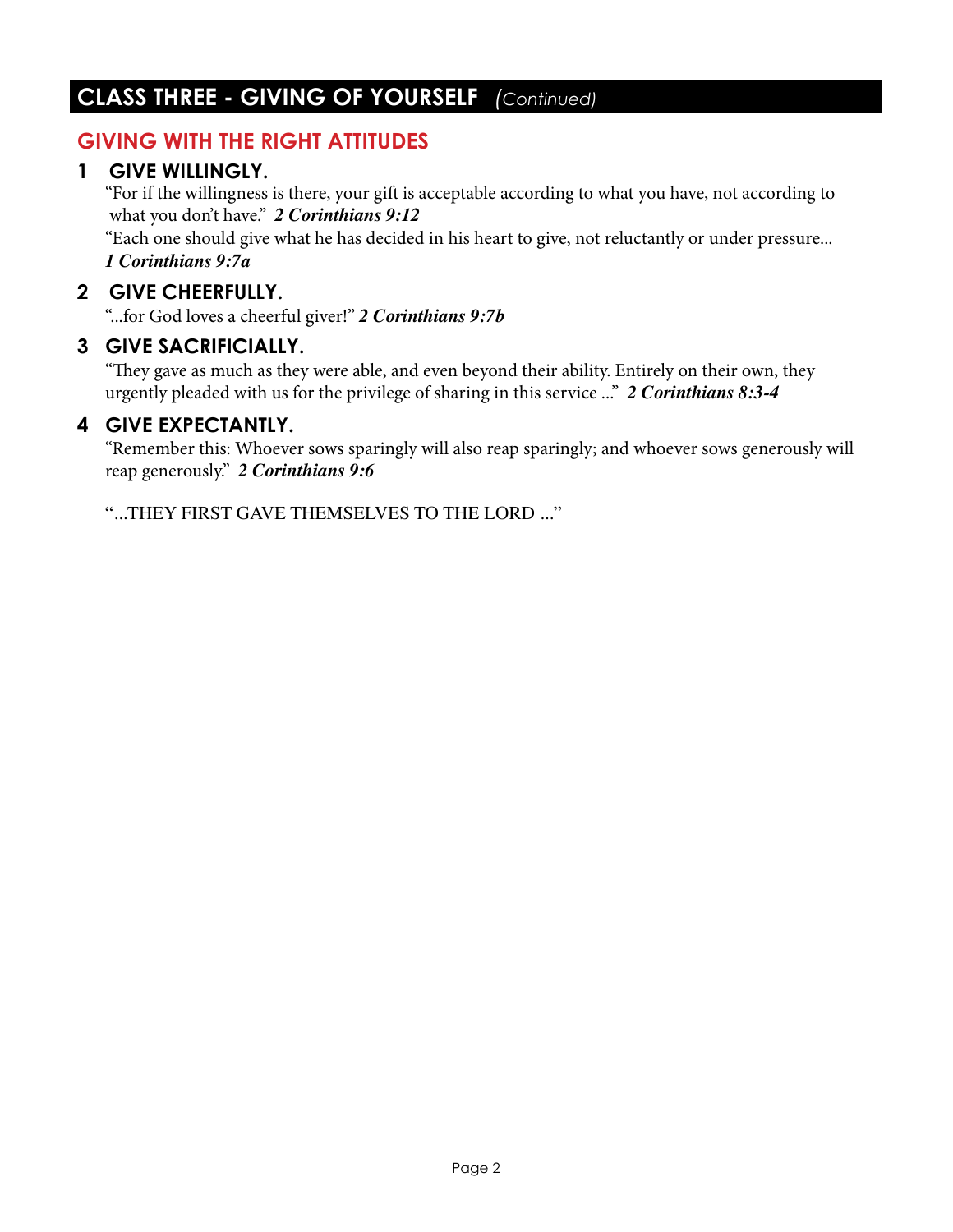## CLASS THREE - GIVING OF YOURSELF *(Continued)*

### GIVING WITH THE RIGHT ATTITUDES

**1 GIVE WILLINGLY.**

"For if the willingness is there, your gift is acceptable according to what you have, not according to what you don't have." ***2 Corinthians 9:12***

"Each one should give what he has decided in his heart to give, not reluctantly or under pressure... ***1 Corinthians 9:7a***

**2 GIVE CHEERFULLY.**

"...for God loves a cheerful giver!" ***2 Corinthians 9:7b***

**3 GIVE SACRIFICIALLY.**

"They gave as much as they were able, and even beyond their ability. Entirely on their own, they urgently pleaded with us for the privilege of sharing in this service ..." ***2 Corinthians 8:3-4***

**4 GIVE EXPECTANTLY.**

"Remember this: Whoever sows sparingly will also reap sparingly; and whoever sows generously will reap generously." ***2 Corinthians 9:6***

"...THEY FIRST GAVE THEMSELVES TO THE LORD ..."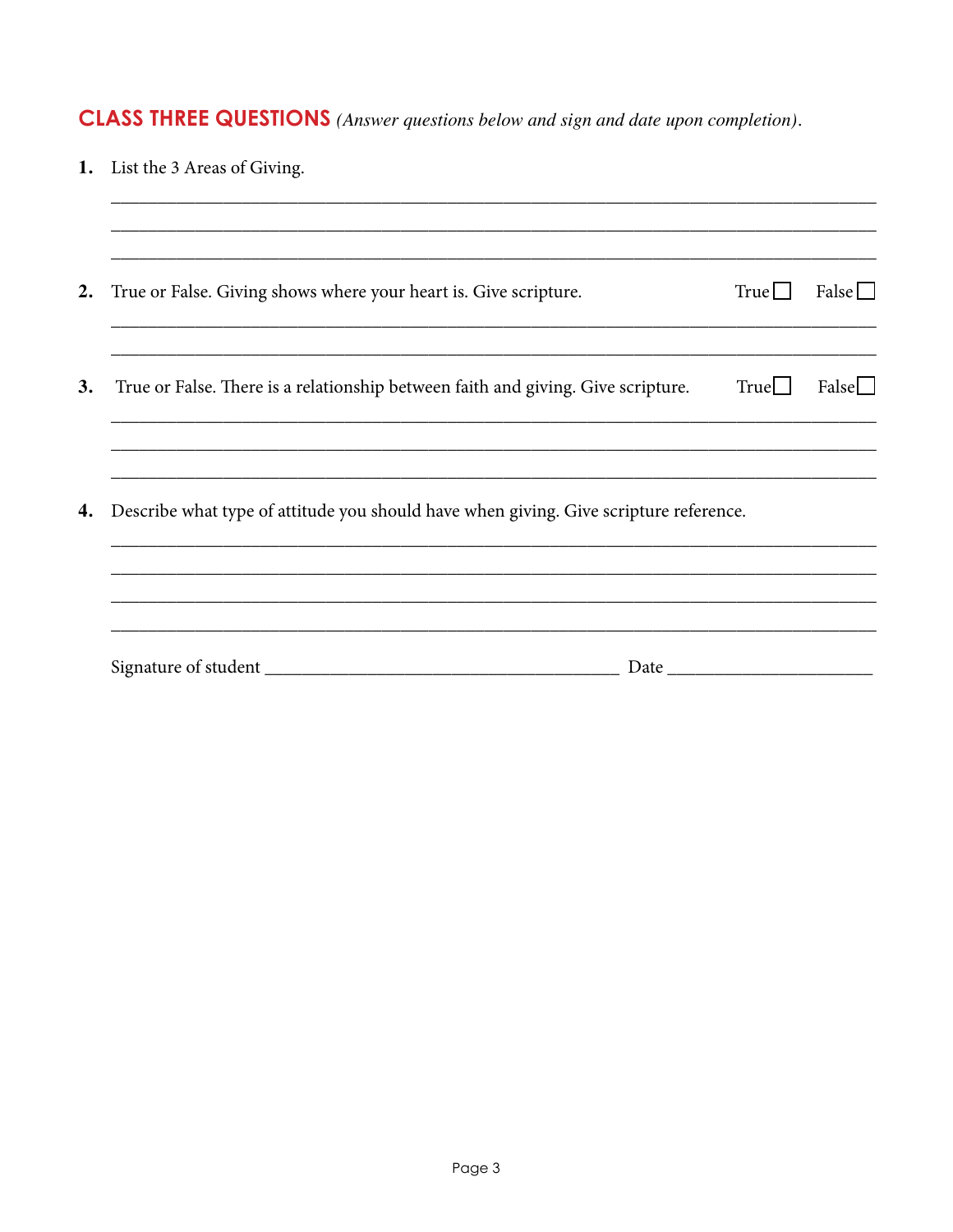## CLASS THREE QUESTIONS *(Answer questions below and sign and date upon completion).*

**1.** List the 3 Areas of Giving.

\_\_\_\_\_\_\_\_\_\_\_\_\_\_\_\_\_\_\_\_\_\_\_\_\_\_\_\_\_\_\_\_\_\_\_\_\_\_\_\_\_\_\_\_\_\_\_\_\_\_\_\_\_\_\_\_\_\_\_\_\_\_\_\_\_\_\_\_\_\_

\_\_\_\_\_\_\_\_\_\_\_\_\_\_\_\_\_\_\_\_\_\_\_\_\_\_\_\_\_\_\_\_\_\_\_\_\_\_\_\_\_\_\_\_\_\_\_\_\_\_\_\_\_\_\_\_\_\_\_\_\_\_\_\_\_\_\_\_\_\_

\_\_\_\_\_\_\_\_\_\_\_\_\_\_\_\_\_\_\_\_\_\_\_\_\_\_\_\_\_\_\_\_\_\_\_\_\_\_\_\_\_\_\_\_\_\_\_\_\_\_\_\_\_\_\_\_\_\_\_\_\_\_\_\_\_\_\_\_\_\_

**2.** True or False. Giving shows where your heart is. Give scripture. True ☐ False ☐

\_\_\_\_\_\_\_\_\_\_\_\_\_\_\_\_\_\_\_\_\_\_\_\_\_\_\_\_\_\_\_\_\_\_\_\_\_\_\_\_\_\_\_\_\_\_\_\_\_\_\_\_\_\_\_\_\_\_\_\_\_\_\_\_\_\_\_\_\_\_

\_\_\_\_\_\_\_\_\_\_\_\_\_\_\_\_\_\_\_\_\_\_\_\_\_\_\_\_\_\_\_\_\_\_\_\_\_\_\_\_\_\_\_\_\_\_\_\_\_\_\_\_\_\_\_\_\_\_\_\_\_\_\_\_\_\_\_\_\_\_

**3.** True or False. There is a relationship between faith and giving. Give scripture. True ☐ False ☐

\_\_\_\_\_\_\_\_\_\_\_\_\_\_\_\_\_\_\_\_\_\_\_\_\_\_\_\_\_\_\_\_\_\_\_\_\_\_\_\_\_\_\_\_\_\_\_\_\_\_\_\_\_\_\_\_\_\_\_\_\_\_\_\_\_\_\_\_\_\_

\_\_\_\_\_\_\_\_\_\_\_\_\_\_\_\_\_\_\_\_\_\_\_\_\_\_\_\_\_\_\_\_\_\_\_\_\_\_\_\_\_\_\_\_\_\_\_\_\_\_\_\_\_\_\_\_\_\_\_\_\_\_\_\_\_\_\_\_\_\_

\_\_\_\_\_\_\_\_\_\_\_\_\_\_\_\_\_\_\_\_\_\_\_\_\_\_\_\_\_\_\_\_\_\_\_\_\_\_\_\_\_\_\_\_\_\_\_\_\_\_\_\_\_\_\_\_\_\_\_\_\_\_\_\_\_\_\_\_\_\_

**4.** Describe what type of attitude you should have when giving. Give scripture reference.

\_\_\_\_\_\_\_\_\_\_\_\_\_\_\_\_\_\_\_\_\_\_\_\_\_\_\_\_\_\_\_\_\_\_\_\_\_\_\_\_\_\_\_\_\_\_\_\_\_\_\_\_\_\_\_\_\_\_\_\_\_\_\_\_\_\_\_\_\_\_

\_\_\_\_\_\_\_\_\_\_\_\_\_\_\_\_\_\_\_\_\_\_\_\_\_\_\_\_\_\_\_\_\_\_\_\_\_\_\_\_\_\_\_\_\_\_\_\_\_\_\_\_\_\_\_\_\_\_\_\_\_\_\_\_\_\_\_\_\_\_

\_\_\_\_\_\_\_\_\_\_\_\_\_\_\_\_\_\_\_\_\_\_\_\_\_\_\_\_\_\_\_\_\_\_\_\_\_\_\_\_\_\_\_\_\_\_\_\_\_\_\_\_\_\_\_\_\_\_\_\_\_\_\_\_\_\_\_\_\_\_

\_\_\_\_\_\_\_\_\_\_\_\_\_\_\_\_\_\_\_\_\_\_\_\_\_\_\_\_\_\_\_\_\_\_\_\_\_\_\_\_\_\_\_\_\_\_\_\_\_\_\_\_\_\_\_\_\_\_\_\_\_\_\_\_\_\_\_\_\_\_

Signature of student \_\_\_\_\_\_\_\_\_\_\_\_\_\_\_\_\_\_\_\_\_\_\_\_\_\_\_\_\_\_\_\_\_\_\_\_ Date \_\_\_\_\_\_\_\_\_\_\_\_\_\_\_\_\_\_\_\_